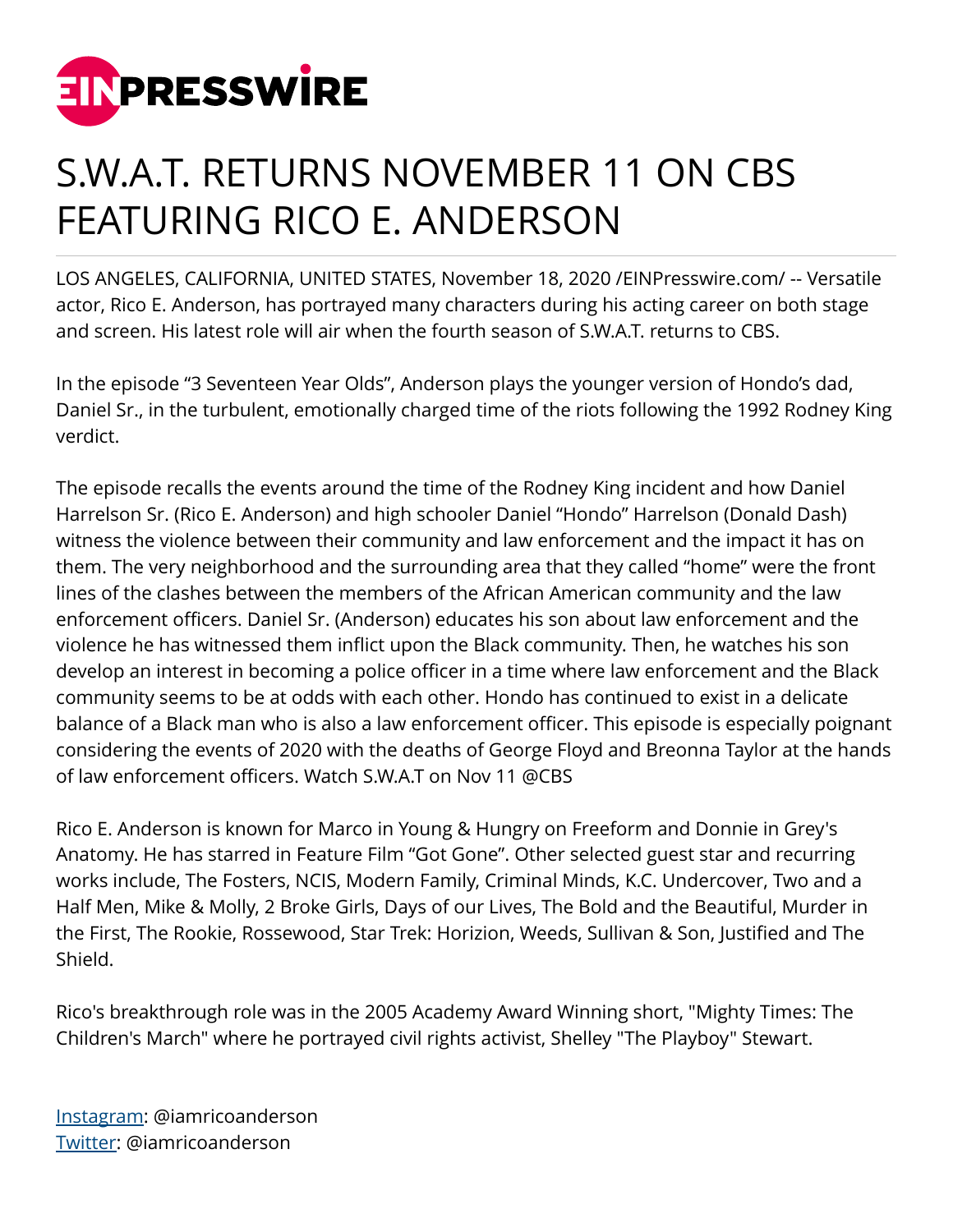# S.W.A.T. RETURNS NOVEMBER 11 ON CBS FEATURING RICO E. ANDERSON

LOS ANGELES, CALIFORNIA, UNITED STATES, November 18, 2020 /EINPresswire.com/ -- Versatile actor, Rico E. Anderson, has portrayed many characters during his acting career on both stage and screen. His latest role will air when the fourth season of S.W.A.T. returns to CBS.

In the episode "3 Seventeen Year Olds", Anderson plays the younger version of Hondo's dad, Daniel Sr., in the turbulent, emotionally charged time of the riots following the 1992 Rodney King verdict.

The episode recalls the events around the time of the Rodney King incident and how Daniel Harrelson Sr. (Rico E. Anderson) and high schooler Daniel "Hondo" Harrelson (Donald Dash) witness the violence between their community and law enforcement and the impact it has on them. The very neighborhood and the surrounding area that they called "home" were the front lines of the clashes between the members of the African American community and the law enforcement officers. Daniel Sr. (Anderson) educates his son about law enforcement and the violence he has witnessed them inflict upon the Black community. Then, he watches his son develop an interest in becoming a police officer in a time where law enforcement and the Black community seems to be at odds with each other. Hondo has continued to exist in a delicate balance of a Black man who is also a law enforcement officer. This episode is especially poignant considering the events of 2020 with the deaths of George Floyd and Breonna Taylor at the hands of law enforcement officers. Watch S.W.A.T on Nov 11 @CBS

Rico E. Anderson is known for Marco in Young & Hungry on Freeform and Donnie in Grey's Anatomy. He has starred in Feature Film "Got Gone". Other selected guest star and recurring works include, The Fosters, NCIS, Modern Family, Criminal Minds, K.C. Undercover, Two and a Half Men, Mike & Molly, 2 Broke Girls, Days of our Lives, The Bold and the Beautiful, Murder in the First, The Rookie, Rossewood, Star Trek: Horizion, Weeds, Sullivan & Son, Justified and The Shield.

Rico's breakthrough role was in the 2005 Academy Award Winning short, "Mighty Times: The Children's March" where he portrayed civil rights activist, Shelley "The Playboy" Stewart.

Instagram: @iamricoanderson
Twitter: @iamricoanderson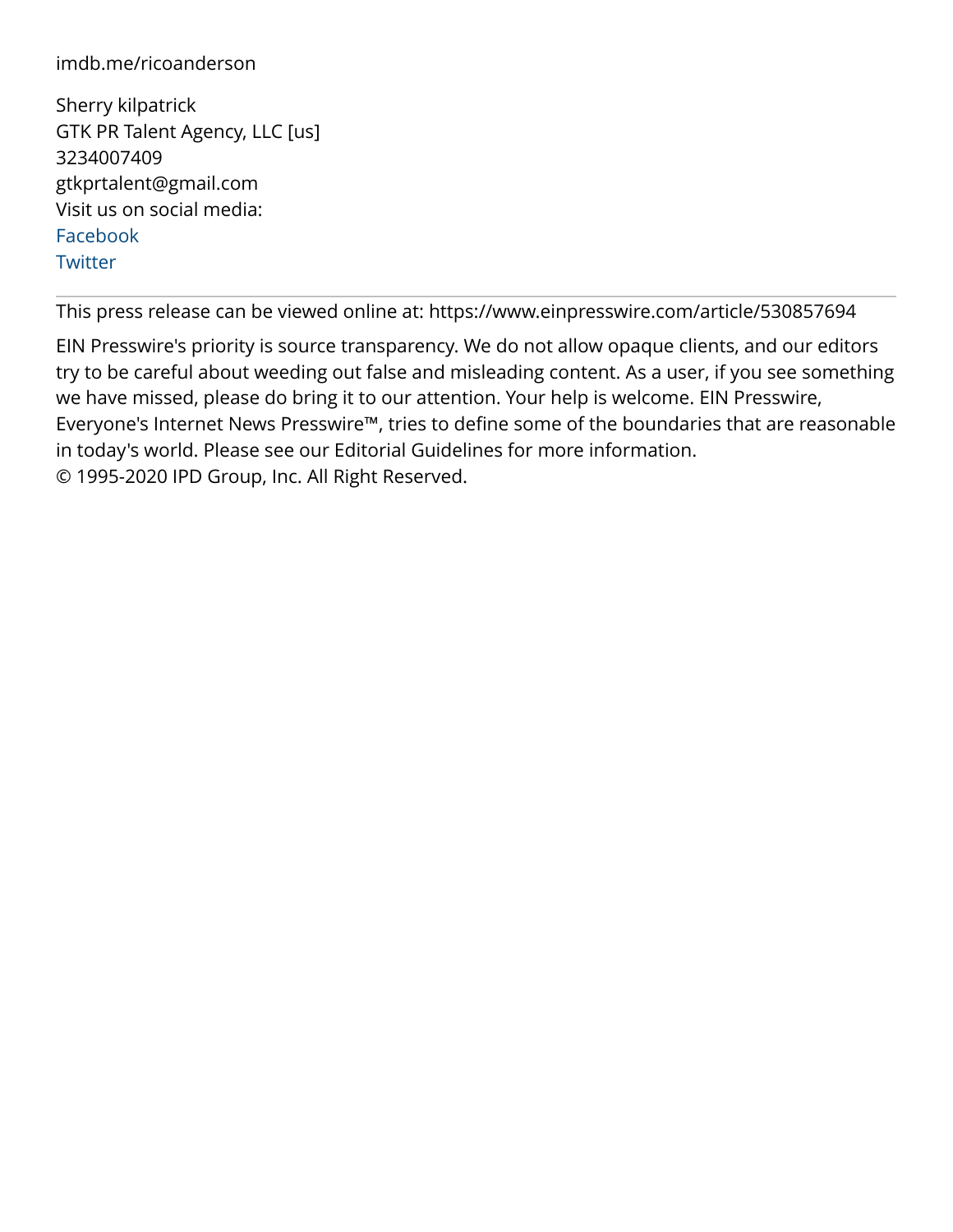imdb.me/ricoanderson

Sherry kilpatrick
GTK PR Talent Agency, LLC [us]
3234007409
gtkprtalent@gmail.com
Visit us on social media:
Facebook
Twitter

---

This press release can be viewed online at: https://www.einpresswire.com/article/530857694

EIN Presswire's priority is source transparency. We do not allow opaque clients, and our editors try to be careful about weeding out false and misleading content. As a user, if you see something we have missed, please do bring it to our attention. Your help is welcome. EIN Presswire, Everyone's Internet News Presswire™, tries to define some of the boundaries that are reasonable in today's world. Please see our Editorial Guidelines for more information.
© 1995-2020 IPD Group, Inc. All Right Reserved.